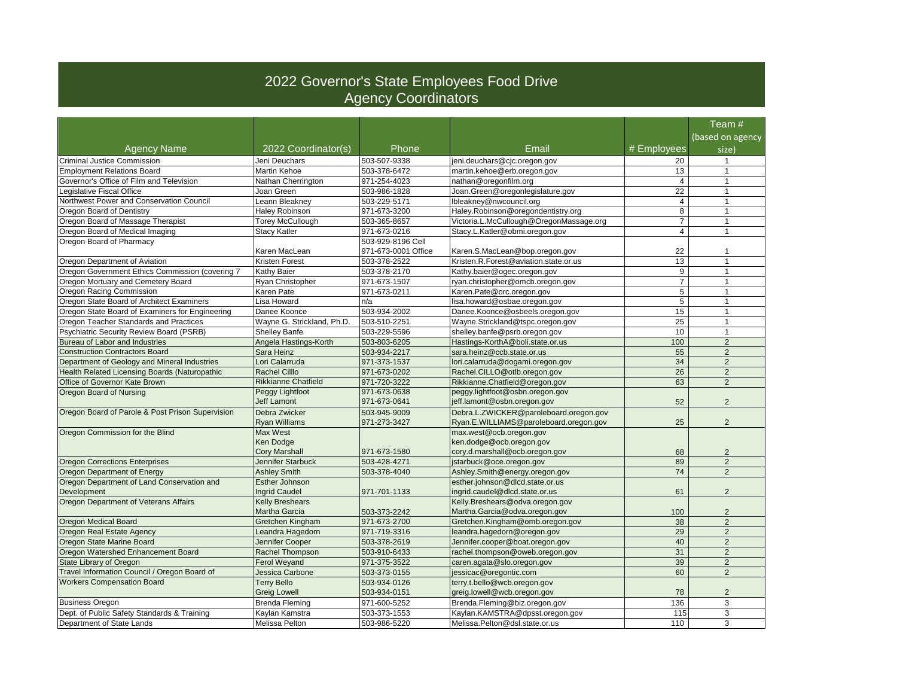# 2022 Governor's State Employees Food Drive
## Agency Coordinators

| Agency Name | 2022 Coordinator(s) | Phone | Email | # Employees | Team # (based on agency size) |
|---|---|---|---|---|---|
| Criminal Justice Commission | Jeni Deuchars | 503-507-9338 | jeni.deuchars@cjc.oregon.gov | 20 | 1 |
| Employment Relations Board | Martin Kehoe | 503-378-6472 | martin.kehoe@erb.oregon.gov | 13 | 1 |
| Governor's Office of Film and Television | Nathan Cherrington | 971-254-4023 | nathan@oregonfilm.org | 4 | 1 |
| Legislative Fiscal Office | Joan Green | 503-986-1828 | Joan.Green@oregonlegislature.gov | 22 | 1 |
| Northwest Power and Conservation Council | Leann Bleakney | 503-229-5171 | lbleakney@nwcouncil.org | 4 | 1 |
| Oregon Board of Dentistry | Haley Robinson | 971-673-3200 | Haley.Robinson@oregondentistry.org | 8 | 1 |
| Oregon Board of Massage Therapist | Torey McCullough | 503-365-8657 | Victoria.L.McCullough@OregonMassage.org | 7 | 1 |
| Oregon Board of Medical Imaging | Stacy Katler | 971-673-0216 | Stacy.L.Katler@obmi.oregon.gov | 4 | 1 |
| Oregon Board of Pharmacy | Karen MacLean | 503-929-8196 Cell<br>971-673-0001 Office | Karen.S.MacLean@bop.oregon.gov | 22 | 1 |
| Oregon Department of Aviation | Kristen Forest | 503-378-2522 | Kristen.R.Forest@aviation.state.or.us | 13 | 1 |
| Oregon Government Ethics Commission (covering 7 | Kathy Baier | 503-378-2170 | Kathy.baier@ogec.oregon.gov | 9 | 1 |
| Oregon Mortuary and Cemetery Board | Ryan Christopher | 971-673-1507 | ryan.christopher@omcb.oregon.gov | 7 | 1 |
| Oregon Racing Commission | Karen Pate | 971-673-0211 | Karen.Pate@orc.oregon.gov | 5 | 1 |
| Oregon State Board of Architect Examiners | Lisa Howard | n/a | lisa.howard@osbae.oregon.gov | 5 | 1 |
| Oregon State Board of Examiners for Engineering | Danee Koonce | 503-934-2002 | Danee.Koonce@osbeels.oregon.gov | 15 | 1 |
| Oregon Teacher Standards and Practices | Wayne G. Strickland, Ph.D. | 503-510-2251 | Wayne.Strickland@tspc.oregon.gov | 25 | 1 |
| Psychiatric Security Review Board (PSRB) | Shelley Banfe | 503-229-5596 | shelley.banfe@psrb.oregon.gov | 10 | 1 |
| Bureau of Labor and Industries | Angela Hastings-Korth | 503-803-6205 | Hastings-KorthA@boli.state.or.us | 100 | 2 |
| Construction Contractors Board | Sara Heinz | 503-934-2217 | sara.heinz@ccb.state.or.us | 55 | 2 |
| Department of Geology and Mineral Industries | Lori Calarruda | 971-373-1537 | lori.calarruda@dogami.oregon.gov | 34 | 2 |
| Health Related Licensing Boards (Naturopathic | Rachel Cilllo | 971-673-0202 | Rachel.CILLO@otlb.oregon.gov | 26 | 2 |
| Office of Governor Kate Brown | Rikkianne Chatfield | 971-720-3222 | Rikkianne.Chatfield@oregon.gov | 63 | 2 |
| Oregon Board of Nursing | Peggy Lightfoot<br>Jeff Lamont | 971-673-0638<br>971-673-0641 | peggy.lightfoot@osbn.oregon.gov<br>jeff.lamont@osbn.oregon.gov | 52 | 2 |
| Oregon Board of Parole & Post Prison Supervision | Debra Zwicker<br>Ryan Williams | 503-945-9009<br>971-273-3427 | Debra.L.ZWICKER@paroleboard.oregon.gov<br>Ryan.E.WILLIAMS@paroleboard.oregon.gov | 25 | 2 |
| Oregon Commission for the Blind | Max West<br>Ken Dodge<br>Cory Marshall | 971-673-1580 | max.west@ocb.oregon.gov<br>ken.dodge@ocb.oregon.gov<br>cory.d.marshall@ocb.oregon.gov | 68 | 2 |
| Oregon Corrections Enterprises | Jennifer Starbuck | 503-428-4271 | jstarbuck@oce.oregon.gov | 89 | 2 |
| Oregon Department of Energy | Ashley Smith | 503-378-4040 | Ashley.Smith@energy.oregon.gov | 74 | 2 |
| Oregon Department of Land Conservation and Development | Esther Johnson<br>Ingrid Caudel | 971-701-1133 | esther.johnson@dlcd.state.or.us<br>ingrid.caudel@dlcd.state.or.us | 61 | 2 |
| Oregon Department of Veterans Affairs | Kelly Breshears<br>Martha Garcia | 503-373-2242 | Kelly.Breshears@odva.oregon.gov<br>Martha.Garcia@odva.oregon.gov | 100 | 2 |
| Oregon Medical Board | Gretchen Kingham | 971-673-2700 | Gretchen.Kingham@omb.oregon.gov | 38 | 2 |
| Oregon Real Estate Agency | Leandra Hagedorn | 971-719-3316 | leandra.hagedorn@oregon.gov | 29 | 2 |
| Oregon State Marine Board | Jennifer Cooper | 503-378-2619 | Jennifer.cooper@boat.oregon.gov | 40 | 2 |
| Oregon Watershed Enhancement Board | Rachel Thompson | 503-910-6433 | rachel.thompson@oweb.oregon.gov | 31 | 2 |
| State Library of Oregon | Ferol Weyand | 971-375-3522 | caren.agata@slo.oregon.gov | 39 | 2 |
| Travel Information Council / Oregon Board of | Jessica Carbone | 503-373-0155 | jessicac@oregontic.com | 60 | 2 |
| Workers Compensation Board | Terry Bello<br>Greig Lowell | 503-934-0126<br>503-934-0151 | terry.t.bello@wcb.oregon.gov<br>greig.lowell@wcb.oregon.gov | 78 | 2 |
| Business Oregon | Brenda Fleming | 971-600-5252 | Brenda.Fleming@biz.oregon.gov | 136 | 3 |
| Dept. of Public Safety Standards & Training | Kaylan Kamstra | 503-373-1553 | Kaylan.KAMSTRA@dpsst.oregon.gov | 115 | 3 |
| Department of State Lands | Melissa Pelton | 503-986-5220 | Melissa.Pelton@dsl.state.or.us | 110 | 3 |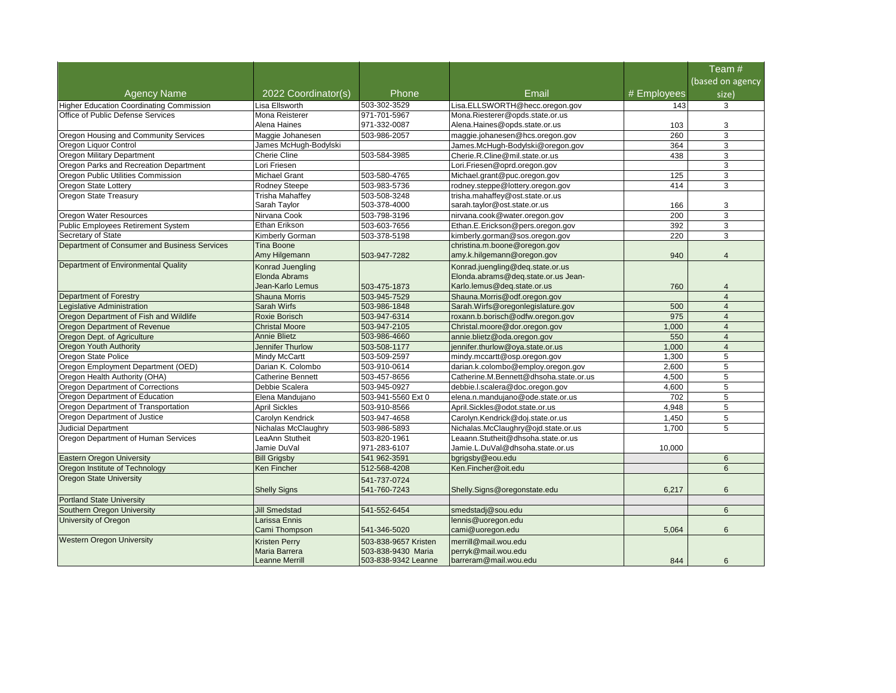| Agency Name | 2022 Coordinator(s) | Phone | Email | # Employees | Team # (based on agency size) |
|---|---|---|---|---|---|
| Higher Education Coordinating Commission | Lisa Ellsworth | 503-302-3529 | Lisa.ELLSWORTH@hecc.oregon.gov | 143 | 3 |
| Office of Public Defense Services | Mona Reisterer<br>Alena Haines | 971-701-5967<br>971-332-0087 | Mona.Riesterer@opds.state.or.us<br>Alena.Haines@opds.state.or.us | 103 | 3 |
| Oregon Housing and Community Services | Maggie Johanesen | 503-986-2057 | maggie.johanesen@hcs.oregon.gov | 260 | 3 |
| Oregon Liquor Control | James McHugh-Bodylski | | James.McHugh-Bodylski@oregon.gov | 364 | 3 |
| Oregon Military Department | Cherie Cline | 503-584-3985 | Cherie.R.Cline@mil.state.or.us | 438 | 3 |
| Oregon Parks and Recreation Department | Lori Friesen | | Lori.Friesen@oprd.oregon.gov | | 3 |
| Oregon Public Utilities Commission | Michael Grant | 503-580-4765 | Michael.grant@puc.oregon.gov | 125 | 3 |
| Oregon State Lottery | Rodney Steepe | 503-983-5736 | rodney.steppe@lottery.oregon.gov | 414 | 3 |
| Oregon State Treasury | Trisha Mahaffey<br>Sarah Taylor | 503-508-3248<br>503-378-4000 | trisha.mahaffey@ost.state.or.us<br>sarah.taylor@ost.state.or.us | 166 | 3 |
| Oregon Water Resources | Nirvana Cook | 503-798-3196 | nirvana.cook@water.oregon.gov | 200 | 3 |
| Public Employees Retirement System | Ethan Erikson | 503-603-7656 | Ethan.E.Erickson@pers.oregon.gov | 392 | 3 |
| Secretary of State | Kimberly Gorman | 503-378-5198 | kimberly.gorman@sos.oregon.gov | 220 | 3 |
| Department of Consumer and Business Services | Tina Boone<br>Amy Hilgemann | 503-947-7282 | christina.m.boone@oregon.gov<br>amy.k.hilgemann@oregon.gov | 940 | 4 |
| Department of Environmental Quality | Konrad Juengling<br>Elonda Abrams<br>Jean-Karlo Lemus | 503-475-1873 | Konrad.juengling@deq.state.or.us<br>Elonda.abrams@deq.state.or.us Jean-Karlo.lemus@deq.state.or.us | 760 | 4 |
| Department of Forestry | Shauna Morris | 503-945-7529 | Shauna.Morris@odf.oregon.gov | | 4 |
| Legislative Administration | Sarah Wirfs | 503-986-1848 | Sarah.Wirfs@oregonlegislature.gov | 500 | 4 |
| Oregon Department of Fish and Wildlife | Roxie Borisch | 503-947-6314 | roxann.b.borisch@odfw.oregon.gov | 975 | 4 |
| Oregon Department of Revenue | Christal Moore | 503-947-2105 | Christal.moore@dor.oregon.gov | 1,000 | 4 |
| Oregon Dept. of Agriculture | Annie Blietz | 503-986-4660 | annie.blietz@oda.oregon.gov | 550 | 4 |
| Oregon Youth Authority | Jennifer Thurlow | 503-508-1177 | jennifer.thurlow@oya.state.or.us | 1,000 | 4 |
| Oregon State Police | Mindy McCartt | 503-509-2597 | mindy.mccartt@osp.oregon.gov | 1,300 | 5 |
| Oregon Employment Department (OED) | Darian K. Colombo | 503-910-0614 | darian.k.colombo@employ.oregon.gov | 2,600 | 5 |
| Oregon Health Authority (OHA) | Catherine Bennett | 503-457-8656 | Catherine.M.Bennett@dhsoha.state.or.us | 4,500 | 5 |
| Oregon Department of Corrections | Debbie Scalera | 503-945-0927 | debbie.l.scalera@doc.oregon.gov | 4,600 | 5 |
| Oregon Department of Education | Elena Mandujano | 503-941-5560 Ext 0 | elena.n.mandujano@ode.state.or.us | 702 | 5 |
| Oregon Department of Transportation | April Sickles | 503-910-8566 | April.Sickles@odot.state.or.us | 4,948 | 5 |
| Oregon Department of Justice | Carolyn Kendrick | 503-947-4658 | Carolyn.Kendrick@doj.state.or.us | 1,450 | 5 |
| Judicial Department | Nichalas McClaughry | 503-986-5893 | Nichalas.McClaughry@ojd.state.or.us | 1,700 | 5 |
| Oregon Department of Human Services | LeaAnn Stutheit<br>Jamie DuVal | 503-820-1961<br>971-283-6107 | Leaann.Stutheit@dhsoha.state.or.us<br>Jamie.L.DuVal@dhsoha.state.or.us | 10,000 | |
| Eastern Oregon University | Bill Grigsby | 541 962-3591 | bgrigsby@eou.edu | | 6 |
| Oregon Institute of Technology | Ken Fincher | 512-568-4208 | Ken.Fincher@oit.edu | | 6 |
| Oregon State University | Shelly Signs | 541-737-0724<br>541-760-7243 | Shelly.Signs@oregonstate.edu | 6,217 | 6 |
| Portland State University | | | | | |
| Southern Oregon University | Jill Smedstad | 541-552-6454 | smedstadj@sou.edu | | 6 |
| University of Oregon | Larissa Ennis<br>Cami Thompson | 541-346-5020 | lennis@uoregon.edu<br>cami@uoregon.edu | 5,064 | 6 |
| Western Oregon University | Kristen Perry<br>Maria Barrera<br>Leanne Merrill | 503-838-9657 Kristen<br>503-838-9430 Maria<br>503-838-9342 Leanne | merrill@mail.wou.edu<br>perryk@mail.wou.edu<br>barreram@mail.wou.edu | 844 | 6 |